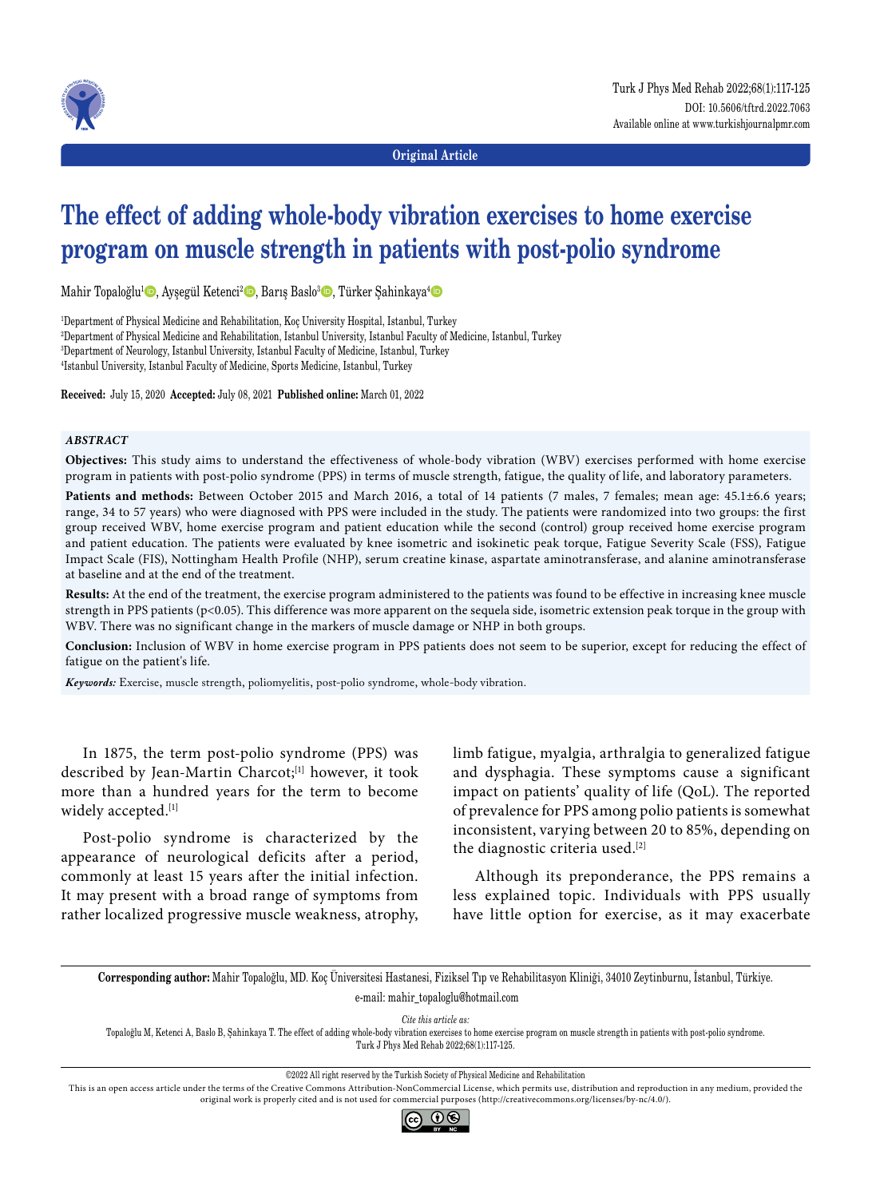Original Article

# The effect of adding whole-body vibration exercises to home exercise program on muscle strength in patients with post-polio syndrome

Mahir Topaloğlu[1], Ayşegül Ketenci[2], Barış Baslo[3], Türker Şahinkaya[4]

[1]Department of Physical Medicine and Rehabilitation, Koç University Hospital, Istanbul, Turkey
[2]Department of Physical Medicine and Rehabilitation, Istanbul University, Istanbul Faculty of Medicine, Istanbul, Turkey
[3]Department of Neurology, Istanbul University, Istanbul Faculty of Medicine, Istanbul, Turkey
[4]Istanbul University, Istanbul Faculty of Medicine, Sports Medicine, Istanbul, Turkey

**Received:** July 15, 2020 **Accepted:** July 08, 2021 **Published online:** March 01, 2022

### *ABSTRACT*

**Objectives:** This study aims to understand the effectiveness of whole-body vibration (WBV) exercises performed with home exercise program in patients with post-polio syndrome (PPS) in terms of muscle strength, fatigue, the quality of life, and laboratory parameters.

**Patients and methods:** Between October 2015 and March 2016, a total of 14 patients (7 males, 7 females; mean age: 45.1±6.6 years; range, 34 to 57 years) who were diagnosed with PPS were included in the study. The patients were randomized into two groups: the first group received WBV, home exercise program and patient education while the second (control) group received home exercise program and patient education. The patients were evaluated by knee isometric and isokinetic peak torque, Fatigue Severity Scale (FSS), Fatigue Impact Scale (FIS), Nottingham Health Profile (NHP), serum creatine kinase, aspartate aminotransferase, and alanine aminotransferase at baseline and at the end of the treatment.

**Results:** At the end of the treatment, the exercise program administered to the patients was found to be effective in increasing knee muscle strength in PPS patients ($p<0.05$). This difference was more apparent on the sequela side, isometric extension peak torque in the group with WBV. There was no significant change in the markers of muscle damage or NHP in both groups.

**Conclusion:** Inclusion of WBV in home exercise program in PPS patients does not seem to be superior, except for reducing the effect of fatigue on the patient's life.

*Keywords:* Exercise, muscle strength, poliomyelitis, post-polio syndrome, whole-body vibration.

In 1875, the term post-polio syndrome (PPS) was described by Jean-Martin Charcot;[1] however, it took more than a hundred years for the term to become widely accepted.[1]

Post-polio syndrome is characterized by the appearance of neurological deficits after a period, commonly at least 15 years after the initial infection. It may present with a broad range of symptoms from rather localized progressive muscle weakness, atrophy, limb fatigue, myalgia, arthralgia to generalized fatigue and dysphagia. These symptoms cause a significant impact on patients' quality of life (QoL). The reported of prevalence for PPS among polio patients is somewhat inconsistent, varying between 20 to 85%, depending on the diagnostic criteria used.[2]

Although its preponderance, the PPS remains a less explained topic. Individuals with PPS usually have little option for exercise, as it may exacerbate

**Corresponding author:** Mahir Topaloğlu, MD. Koç Üniversitesi Hastanesi, Fiziksel Tıp ve Rehabilitasyon Kliniği, 34010 Zeytinburnu, İstanbul, Türkiye.
e-mail: mahir_topaloglu@hotmail.com

*Cite this article as:*
Topaloğlu M, Ketenci A, Baslo B, Şahinkaya T. The effect of adding whole-body vibration exercises to home exercise program on muscle strength in patients with post-polio syndrome. Turk J Phys Med Rehab 2022;68(1):117-125.

©2022 All right reserved by the Turkish Society of Physical Medicine and Rehabilitation

This is an open access article under the terms of the Creative Commons Attribution-NonCommercial License, which permits use, distribution and reproduction in any medium, provided the original work is properly cited and is not used for commercial purposes (http://creativecommons.org/licenses/by-nc/4.0/).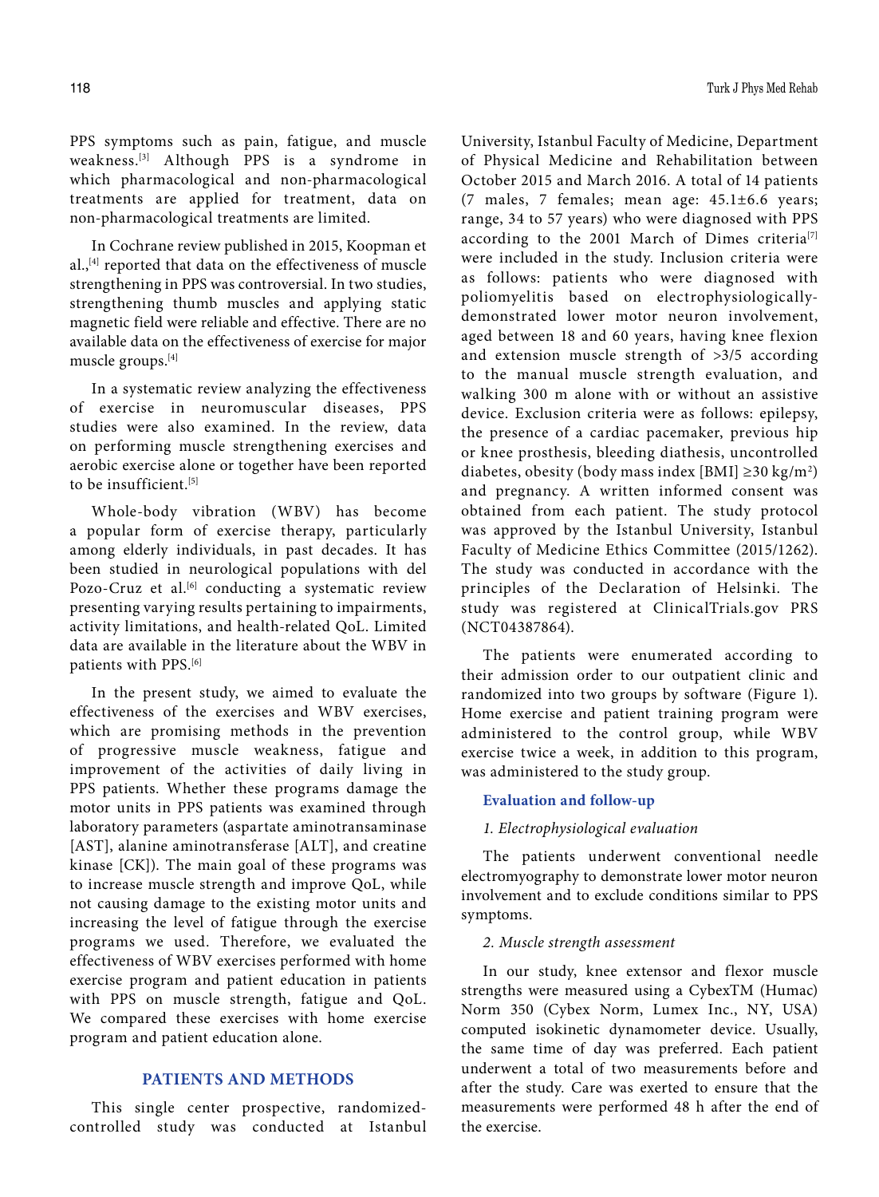PPS symptoms such as pain, fatigue, and muscle weakness.[3] Although PPS is a syndrome in which pharmacological and non-pharmacological treatments are applied for treatment, data on non-pharmacological treatments are limited.

In Cochrane review published in 2015, Koopman et al.,[4] reported that data on the effectiveness of muscle strengthening in PPS was controversial. In two studies, strengthening thumb muscles and applying static magnetic field were reliable and effective. There are no available data on the effectiveness of exercise for major muscle groups.[4]

In a systematic review analyzing the effectiveness of exercise in neuromuscular diseases, PPS studies were also examined. In the review, data on performing muscle strengthening exercises and aerobic exercise alone or together have been reported to be insufficient.[5]

Whole-body vibration (WBV) has become a popular form of exercise therapy, particularly among elderly individuals, in past decades. It has been studied in neurological populations with del Pozo-Cruz et al.[6] conducting a systematic review presenting varying results pertaining to impairments, activity limitations, and health-related QoL. Limited data are available in the literature about the WBV in patients with PPS.[6]

In the present study, we aimed to evaluate the effectiveness of the exercises and WBV exercises, which are promising methods in the prevention of progressive muscle weakness, fatigue and improvement of the activities of daily living in PPS patients. Whether these programs damage the motor units in PPS patients was examined through laboratory parameters (aspartate aminotransaminase [AST], alanine aminotransferase [ALT], and creatine kinase [CK]). The main goal of these programs was to increase muscle strength and improve QoL, while not causing damage to the existing motor units and increasing the level of fatigue through the exercise programs we used. Therefore, we evaluated the effectiveness of WBV exercises performed with home exercise program and patient education in patients with PPS on muscle strength, fatigue and QoL. We compared these exercises with home exercise program and patient education alone.

## PATIENTS AND METHODS

This single center prospective, randomized-controlled study was conducted at Istanbul University, Istanbul Faculty of Medicine, Department of Physical Medicine and Rehabilitation between October 2015 and March 2016. A total of 14 patients (7 males, 7 females; mean age: 45.1±6.6 years; range, 34 to 57 years) who were diagnosed with PPS according to the 2001 March of Dimes criteria[7] were included in the study. Inclusion criteria were as follows: patients who were diagnosed with poliomyelitis based on electrophysiologically-demonstrated lower motor neuron involvement, aged between 18 and 60 years, having knee flexion and extension muscle strength of >3/5 according to the manual muscle strength evaluation, and walking 300 m alone with or without an assistive device. Exclusion criteria were as follows: epilepsy, the presence of a cardiac pacemaker, previous hip or knee prosthesis, bleeding diathesis, uncontrolled diabetes, obesity (body mass index [BMI] ≥30 kg/m$^2$) and pregnancy. A written informed consent was obtained from each patient. The study protocol was approved by the Istanbul University, Istanbul Faculty of Medicine Ethics Committee (2015/1262). The study was conducted in accordance with the principles of the Declaration of Helsinki. The study was registered at ClinicalTrials.gov PRS (NCT04387864).

The patients were enumerated according to their admission order to our outpatient clinic and randomized into two groups by software (Figure 1). Home exercise and patient training program were administered to the control group, while WBV exercise twice a week, in addition to this program, was administered to the study group.

### Evaluation and follow-up

*1. Electrophysiological evaluation*

The patients underwent conventional needle electromyography to demonstrate lower motor neuron involvement and to exclude conditions similar to PPS symptoms.

*2. Muscle strength assessment*

In our study, knee extensor and flexor muscle strengths were measured using a CybexTM (Humac) Norm 350 (Cybex Norm, Lumex Inc., NY, USA) computed isokinetic dynamometer device. Usually, the same time of day was preferred. Each patient underwent a total of two measurements before and after the study. Care was exerted to ensure that the measurements were performed 48 h after the end of the exercise.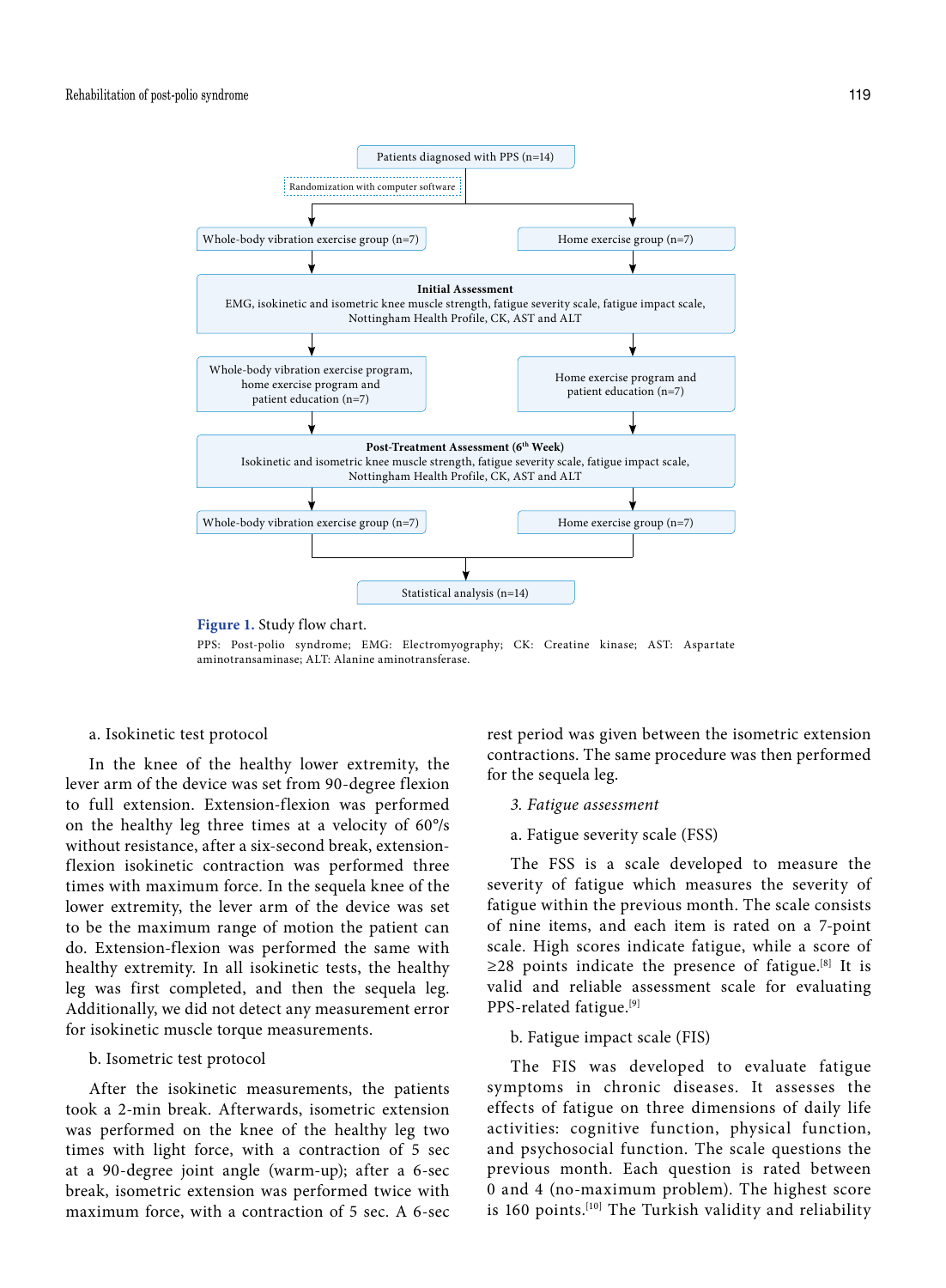Patients diagnosed with PPS (n=14)

Randomization with computer software

Whole-body vibration exercise group (n=7) | Home exercise group (n=7)

**Initial Assessment**
EMG, isokinetic and isometric knee muscle strength, fatigue severity scale, fatigue impact scale, Nottingham Health Profile, CK, AST and ALT

Whole-body vibration exercise program, home exercise program and patient education (n=7) | Home exercise program and patient education (n=7)

**Post-Treatment Assessment (6th Week)**
Isokinetic and isometric knee muscle strength, fatigue severity scale, fatigue impact scale, Nottingham Health Profile, CK, AST and ALT

Whole-body vibration exercise group (n=7) | Home exercise group (n=7)

Statistical analysis (n=14)

**Figure 1.** Study flow chart.

PPS: Post-polio syndrome; EMG: Electromyography; CK: Creatine kinase; AST: Aspartate aminotransaminase; ALT: Alanine aminotransferase.

a. Isokinetic test protocol

In the knee of the healthy lower extremity, the lever arm of the device was set from 90-degree flexion to full extension. Extension-flexion was performed on the healthy leg three times at a velocity of 60°/s without resistance, after a six-second break, extension-flexion isokinetic contraction was performed three times with maximum force. In the sequela knee of the lower extremity, the lever arm of the device was set to be the maximum range of motion the patient can do. Extension-flexion was performed the same with healthy extremity. In all isokinetic tests, the healthy leg was first completed, and then the sequela leg. Additionally, we did not detect any measurement error for isokinetic muscle torque measurements.

b. Isometric test protocol

After the isokinetic measurements, the patients took a 2-min break. Afterwards, isometric extension was performed on the knee of the healthy leg two times with light force, with a contraction of 5 sec at a 90-degree joint angle (warm-up); after a 6-sec break, isometric extension was performed twice with maximum force, with a contraction of 5 sec. A 6-sec rest period was given between the isometric extension contractions. The same procedure was then performed for the sequela leg.

*3. Fatigue assessment*

a. Fatigue severity scale (FSS)

The FSS is a scale developed to measure the severity of fatigue which measures the severity of fatigue within the previous month. The scale consists of nine items, and each item is rated on a 7-point scale. High scores indicate fatigue, while a score of ≥28 points indicate the presence of fatigue.[8] It is valid and reliable assessment scale for evaluating PPS-related fatigue.[9]

b. Fatigue impact scale (FIS)

The FIS was developed to evaluate fatigue symptoms in chronic diseases. It assesses the effects of fatigue on three dimensions of daily life activities: cognitive function, physical function, and psychosocial function. The scale questions the previous month. Each question is rated between 0 and 4 (no-maximum problem). The highest score is 160 points.[10] The Turkish validity and reliability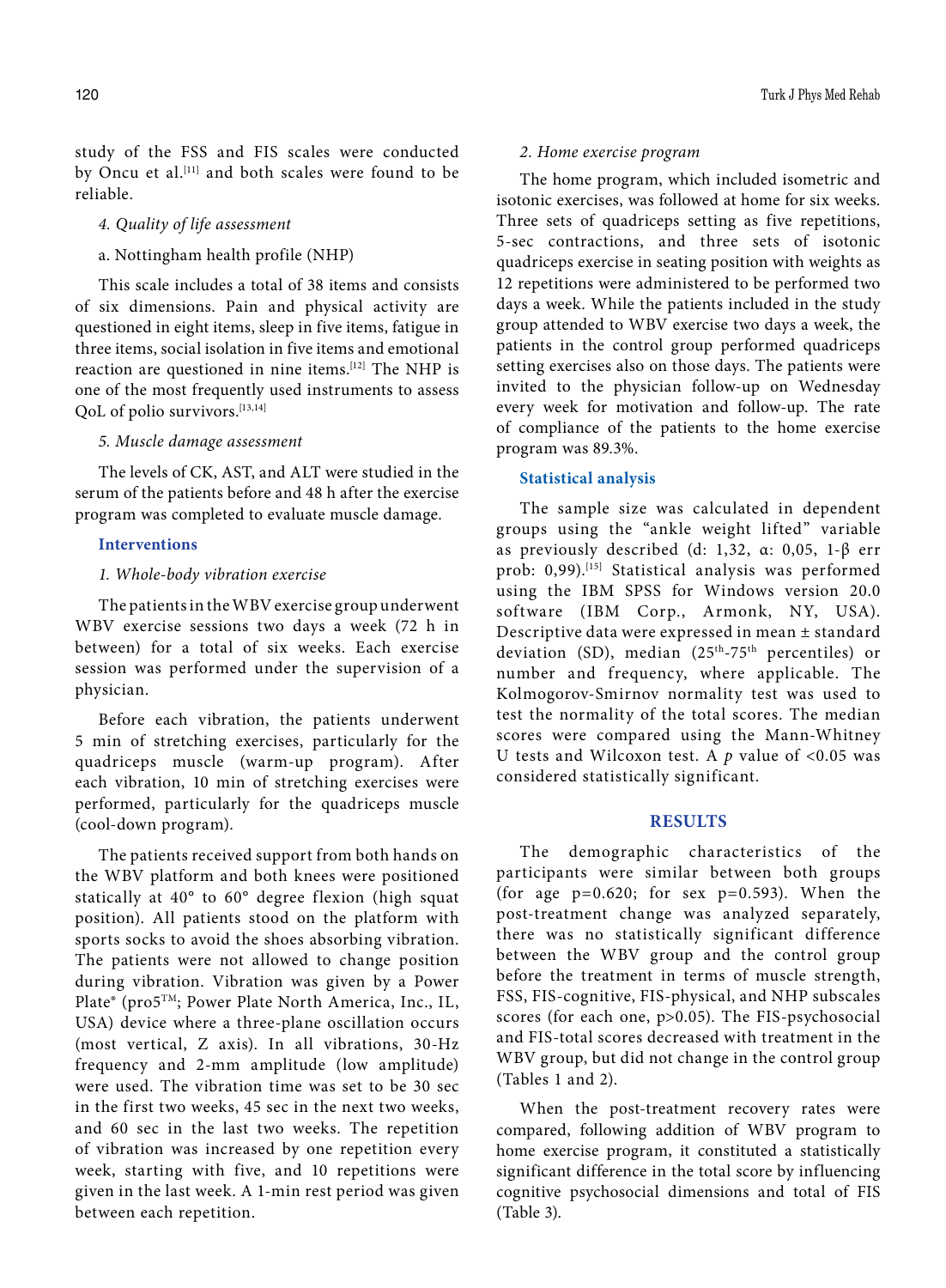study of the FSS and FIS scales were conducted by Oncu et al.[11] and both scales were found to be reliable.

*4. Quality of life assessment*

a. Nottingham health profile (NHP)

This scale includes a total of 38 items and consists of six dimensions. Pain and physical activity are questioned in eight items, sleep in five items, fatigue in three items, social isolation in five items and emotional reaction are questioned in nine items.[12] The NHP is one of the most frequently used instruments to assess QoL of polio survivors.[13,14]

*5. Muscle damage assessment*

The levels of CK, AST, and ALT were studied in the serum of the patients before and 48 h after the exercise program was completed to evaluate muscle damage.

### Interventions

*1. Whole-body vibration exercise*

The patients in the WBV exercise group underwent WBV exercise sessions two days a week (72 h in between) for a total of six weeks. Each exercise session was performed under the supervision of a physician.

Before each vibration, the patients underwent 5 min of stretching exercises, particularly for the quadriceps muscle (warm-up program). After each vibration, 10 min of stretching exercises were performed, particularly for the quadriceps muscle (cool-down program).

The patients received support from both hands on the WBV platform and both knees were positioned statically at 40° to 60° degree flexion (high squat position). All patients stood on the platform with sports socks to avoid the shoes absorbing vibration. The patients were not allowed to change position during vibration. Vibration was given by a Power Plate® (pro5™; Power Plate North America, Inc., IL, USA) device where a three-plane oscillation occurs (most vertical, Z axis). In all vibrations, 30-Hz frequency and 2-mm amplitude (low amplitude) were used. The vibration time was set to be 30 sec in the first two weeks, 45 sec in the next two weeks, and 60 sec in the last two weeks. The repetition of vibration was increased by one repetition every week, starting with five, and 10 repetitions were given in the last week. A 1-min rest period was given between each repetition.

*2. Home exercise program*

The home program, which included isometric and isotonic exercises, was followed at home for six weeks. Three sets of quadriceps setting as five repetitions, 5-sec contractions, and three sets of isotonic quadriceps exercise in seating position with weights as 12 repetitions were administered to be performed two days a week. While the patients included in the study group attended to WBV exercise two days a week, the patients in the control group performed quadriceps setting exercises also on those days. The patients were invited to the physician follow-up on Wednesday every week for motivation and follow-up. The rate of compliance of the patients to the home exercise program was 89.3%.

### Statistical analysis

The sample size was calculated in dependent groups using the "ankle weight lifted" variable as previously described (d: 1,32, α: 0,05, 1-β err prob: 0,99).[15] Statistical analysis was performed using the IBM SPSS for Windows version 20.0 software (IBM Corp., Armonk, NY, USA). Descriptive data were expressed in mean ± standard deviation (SD), median (25th-75th percentiles) or number and frequency, where applicable. The Kolmogorov-Smirnov normality test was used to test the normality of the total scores. The median scores were compared using the Mann-Whitney U tests and Wilcoxon test. A $p$ value of <0.05 was considered statistically significant.

## RESULTS

The demographic characteristics of the participants were similar between both groups (for age p=0.620; for sex p=0.593). When the post-treatment change was analyzed separately, there was no statistically significant difference between the WBV group and the control group before the treatment in terms of muscle strength, FSS, FIS-cognitive, FIS-physical, and NHP subscales scores (for each one, p>0.05). The FIS-psychosocial and FIS-total scores decreased with treatment in the WBV group, but did not change in the control group (Tables 1 and 2).

When the post-treatment recovery rates were compared, following addition of WBV program to home exercise program, it constituted a statistically significant difference in the total score by influencing cognitive psychosocial dimensions and total of FIS (Table 3).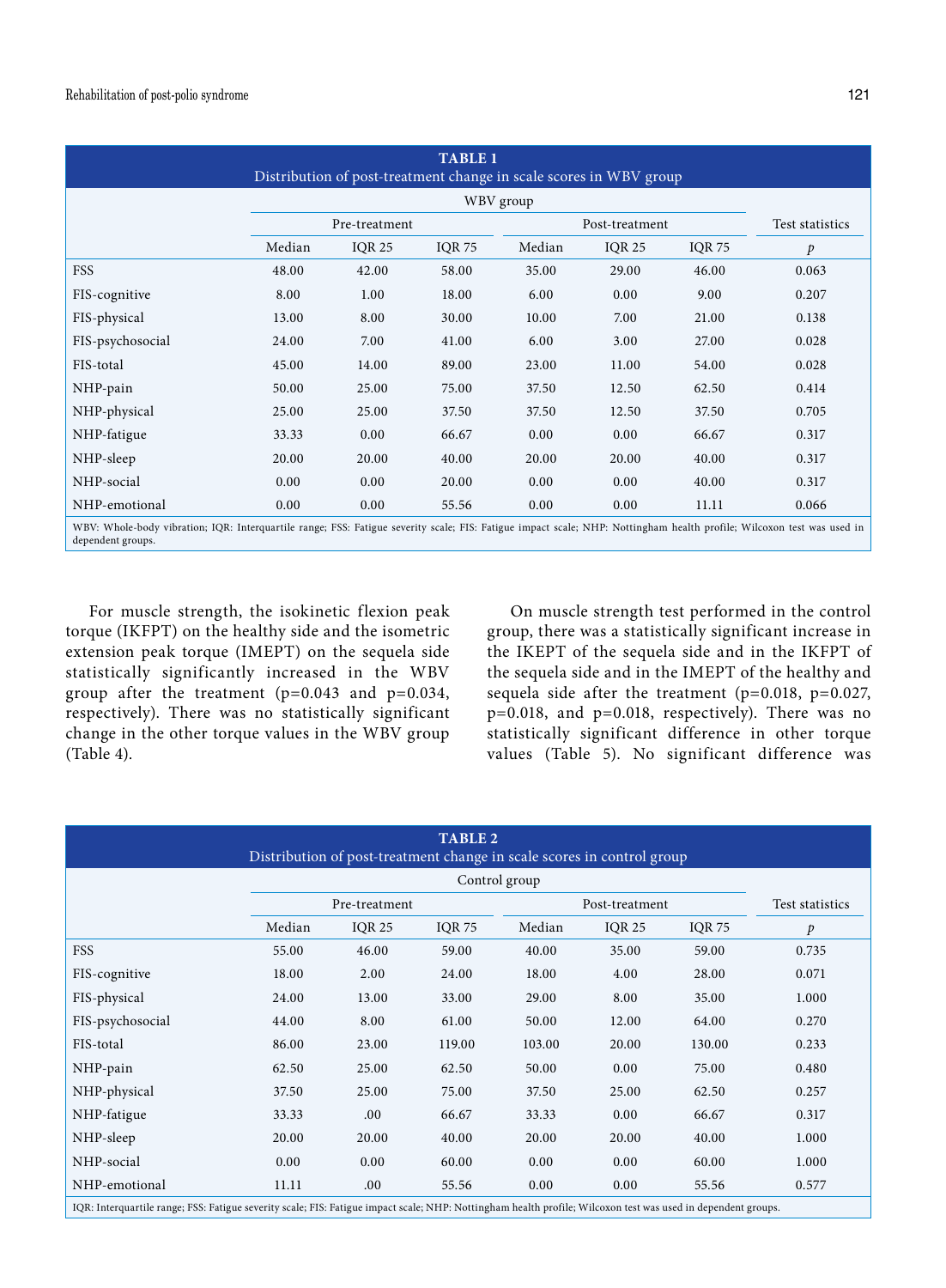**TABLE 1**
Distribution of post-treatment change in scale scores in WBV group

| | WBV group | | | | | | Test statistics |
|---|---|---|---|---|---|---|---|
| | Pre-treatment | | | Post-treatment | | | |
| | Median | IQR 25 | IQR 75 | Median | IQR 25 | IQR 75 | *p* |
| FSS | 48.00 | 42.00 | 58.00 | 35.00 | 29.00 | 46.00 | 0.063 |
| FIS-cognitive | 8.00 | 1.00 | 18.00 | 6.00 | 0.00 | 9.00 | 0.207 |
| FIS-physical | 13.00 | 8.00 | 30.00 | 10.00 | 7.00 | 21.00 | 0.138 |
| FIS-psychosocial | 24.00 | 7.00 | 41.00 | 6.00 | 3.00 | 27.00 | 0.028 |
| FIS-total | 45.00 | 14.00 | 89.00 | 23.00 | 11.00 | 54.00 | 0.028 |
| NHP-pain | 50.00 | 25.00 | 75.00 | 37.50 | 12.50 | 62.50 | 0.414 |
| NHP-physical | 25.00 | 25.00 | 37.50 | 37.50 | 12.50 | 37.50 | 0.705 |
| NHP-fatigue | 33.33 | 0.00 | 66.67 | 0.00 | 0.00 | 66.67 | 0.317 |
| NHP-sleep | 20.00 | 20.00 | 40.00 | 20.00 | 20.00 | 40.00 | 0.317 |
| NHP-social | 0.00 | 0.00 | 20.00 | 0.00 | 0.00 | 40.00 | 0.317 |
| NHP-emotional | 0.00 | 0.00 | 55.56 | 0.00 | 0.00 | 11.11 | 0.066 |

WBV: Whole-body vibration; IQR: Interquartile range; FSS: Fatigue severity scale; FIS: Fatigue impact scale; NHP: Nottingham health profile; Wilcoxon test was used in dependent groups.

For muscle strength, the isokinetic flexion peak torque (IKFPT) on the healthy side and the isometric extension peak torque (IMEPT) on the sequela side statistically significantly increased in the WBV group after the treatment (p=0.043 and p=0.034, respectively). There was no statistically significant change in the other torque values in the WBV group (Table 4).

On muscle strength test performed in the control group, there was a statistically significant increase in the IKEPT of the sequela side and in the IKFPT of the sequela side and in the IMEPT of the healthy and sequela side after the treatment (p=0.018, p=0.027, p=0.018, and p=0.018, respectively). There was no statistically significant difference in other torque values (Table 5). No significant difference was

**TABLE 2**
Distribution of post-treatment change in scale scores in control group

| | Control group | | | | | | Test statistics |
|---|---|---|---|---|---|---|---|
| | Pre-treatment | | | Post-treatment | | | |
| | Median | IQR 25 | IQR 75 | Median | IQR 25 | IQR 75 | *p* |
| FSS | 55.00 | 46.00 | 59.00 | 40.00 | 35.00 | 59.00 | 0.735 |
| FIS-cognitive | 18.00 | 2.00 | 24.00 | 18.00 | 4.00 | 28.00 | 0.071 |
| FIS-physical | 24.00 | 13.00 | 33.00 | 29.00 | 8.00 | 35.00 | 1.000 |
| FIS-psychosocial | 44.00 | 8.00 | 61.00 | 50.00 | 12.00 | 64.00 | 0.270 |
| FIS-total | 86.00 | 23.00 | 119.00 | 103.00 | 20.00 | 130.00 | 0.233 |
| NHP-pain | 62.50 | 25.00 | 62.50 | 50.00 | 0.00 | 75.00 | 0.480 |
| NHP-physical | 37.50 | 25.00 | 75.00 | 37.50 | 25.00 | 62.50 | 0.257 |
| NHP-fatigue | 33.33 | .00 | 66.67 | 33.33 | 0.00 | 66.67 | 0.317 |
| NHP-sleep | 20.00 | 20.00 | 40.00 | 20.00 | 20.00 | 40.00 | 1.000 |
| NHP-social | 0.00 | 0.00 | 60.00 | 0.00 | 0.00 | 60.00 | 1.000 |
| NHP-emotional | 11.11 | .00 | 55.56 | 0.00 | 0.00 | 55.56 | 0.577 |

IQR: Interquartile range; FSS: Fatigue severity scale; FIS: Fatigue impact scale; NHP: Nottingham health profile; Wilcoxon test was used in dependent groups.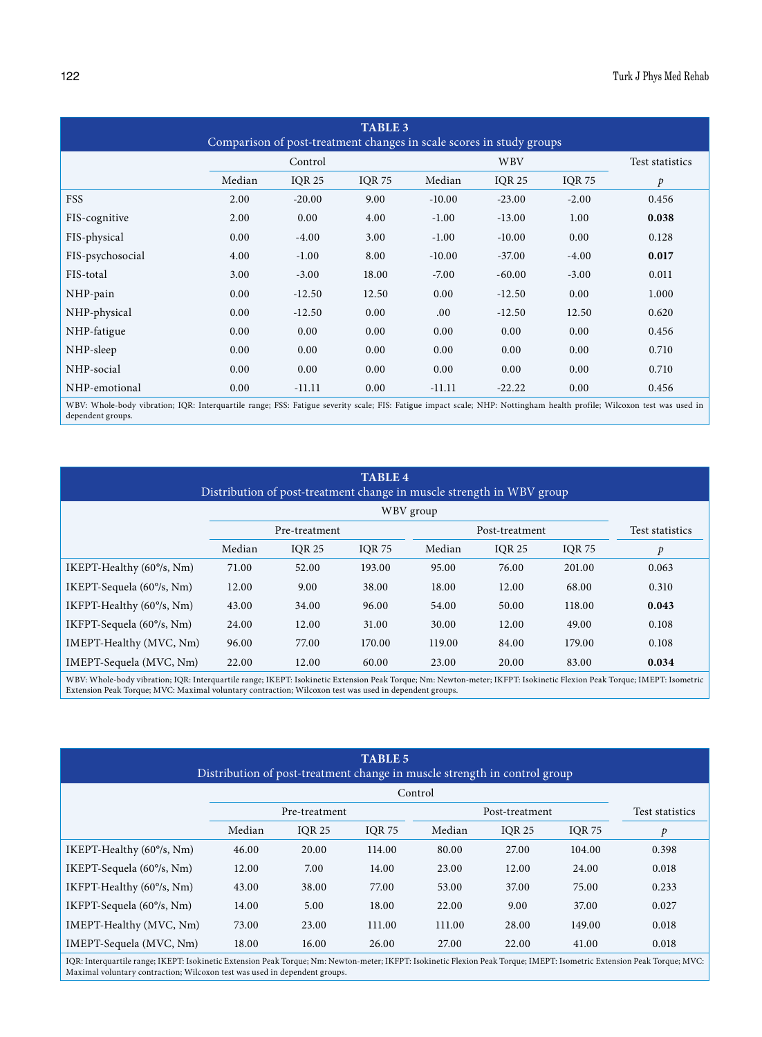**TABLE 3**
Comparison of post-treatment changes in scale scores in study groups

| | Control | | | WBV | | | Test statistics |
|---|---|---|---|---|---|---|---|
| | Median | IQR 25 | IQR 75 | Median | IQR 25 | IQR 75 | *p* |
| FSS | 2.00 | -20.00 | 9.00 | -10.00 | -23.00 | -2.00 | 0.456 |
| FIS-cognitive | 2.00 | 0.00 | 4.00 | -1.00 | -13.00 | 1.00 | **0.038** |
| FIS-physical | 0.00 | -4.00 | 3.00 | -1.00 | -10.00 | 0.00 | 0.128 |
| FIS-psychosocial | 4.00 | -1.00 | 8.00 | -10.00 | -37.00 | -4.00 | **0.017** |
| FIS-total | 3.00 | -3.00 | 18.00 | -7.00 | -60.00 | -3.00 | 0.011 |
| NHP-pain | 0.00 | -12.50 | 12.50 | 0.00 | -12.50 | 0.00 | 1.000 |
| NHP-physical | 0.00 | -12.50 | 0.00 | .00 | -12.50 | 12.50 | 0.620 |
| NHP-fatigue | 0.00 | 0.00 | 0.00 | 0.00 | 0.00 | 0.00 | 0.456 |
| NHP-sleep | 0.00 | 0.00 | 0.00 | 0.00 | 0.00 | 0.00 | 0.710 |
| NHP-social | 0.00 | 0.00 | 0.00 | 0.00 | 0.00 | 0.00 | 0.710 |
| NHP-emotional | 0.00 | -11.11 | 0.00 | -11.11 | -22.22 | 0.00 | 0.456 |

WBV: Whole-body vibration; IQR: Interquartile range; FSS: Fatigue severity scale; FIS: Fatigue impact scale; NHP: Nottingham health profile; Wilcoxon test was used in dependent groups.

**TABLE 4**
Distribution of post-treatment change in muscle strength in WBV group

| | WBV group | | | | | | |
|---|---|---|---|---|---|---|---|
| | Pre-treatment | | | Post-treatment | | | Test statistics |
| | Median | IQR 25 | IQR 75 | Median | IQR 25 | IQR 75 | *p* |
| IKEPT-Healthy (60°/s, Nm) | 71.00 | 52.00 | 193.00 | 95.00 | 76.00 | 201.00 | 0.063 |
| IKEPT-Sequela (60°/s, Nm) | 12.00 | 9.00 | 38.00 | 18.00 | 12.00 | 68.00 | 0.310 |
| IKFPT-Healthy (60°/s, Nm) | 43.00 | 34.00 | 96.00 | 54.00 | 50.00 | 118.00 | **0.043** |
| IKFPT-Sequela (60°/s, Nm) | 24.00 | 12.00 | 31.00 | 30.00 | 12.00 | 49.00 | 0.108 |
| IMEPT-Healthy (MVC, Nm) | 96.00 | 77.00 | 170.00 | 119.00 | 84.00 | 179.00 | 0.108 |
| IMEPT-Sequela (MVC, Nm) | 22.00 | 12.00 | 60.00 | 23.00 | 20.00 | 83.00 | **0.034** |

WBV: Whole-body vibration; IQR: Interquartile range; IKEPT: Isokinetic Extension Peak Torque; Nm: Newton-meter; IKFPT: Isokinetic Flexion Peak Torque; IMEPT: Isometric Extension Peak Torque; MVC: Maximal voluntary contraction; Wilcoxon test was used in dependent groups.

**TABLE 5**
Distribution of post-treatment change in muscle strength in control group

| | Control | | | | | | |
|---|---|---|---|---|---|---|---|
| | Pre-treatment | | | Post-treatment | | | Test statistics |
| | Median | IQR 25 | IQR 75 | Median | IQR 25 | IQR 75 | *p* |
| IKEPT-Healthy (60°/s, Nm) | 46.00 | 20.00 | 114.00 | 80.00 | 27.00 | 104.00 | 0.398 |
| IKEPT-Sequela (60°/s, Nm) | 12.00 | 7.00 | 14.00 | 23.00 | 12.00 | 24.00 | 0.018 |
| IKFPT-Healthy (60°/s, Nm) | 43.00 | 38.00 | 77.00 | 53.00 | 37.00 | 75.00 | 0.233 |
| IKFPT-Sequela (60°/s, Nm) | 14.00 | 5.00 | 18.00 | 22.00 | 9.00 | 37.00 | 0.027 |
| IMEPT-Healthy (MVC, Nm) | 73.00 | 23.00 | 111.00 | 111.00 | 28.00 | 149.00 | 0.018 |
| IMEPT-Sequela (MVC, Nm) | 18.00 | 16.00 | 26.00 | 27.00 | 22.00 | 41.00 | 0.018 |

IQR: Interquartile range; IKEPT: Isokinetic Extension Peak Torque; Nm: Newton-meter; IKFPT: Isokinetic Flexion Peak Torque; IMEPT: Isometric Extension Peak Torque; MVC: Maximal voluntary contraction; Wilcoxon test was used in dependent groups.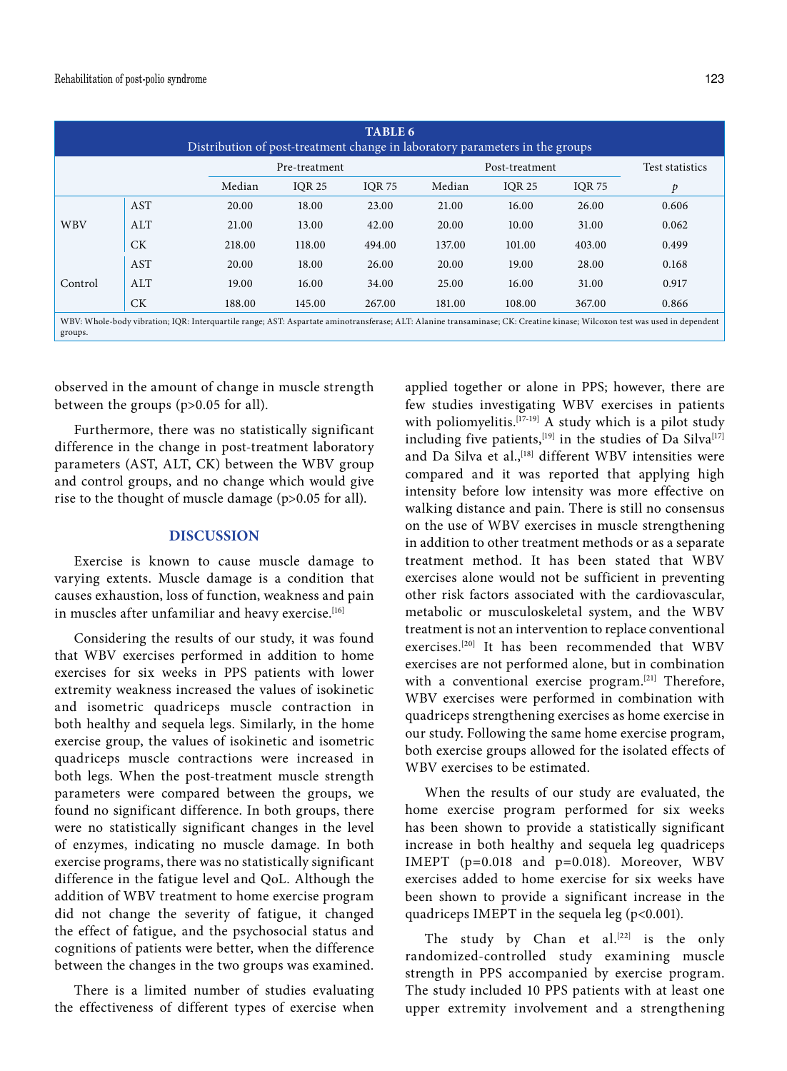**TABLE 6**
Distribution of post-treatment change in laboratory parameters in the groups

| | | Pre-treatment | | | Post-treatment | | | Test statistics |
|---|---|---|---|---|---|---|---|---|
| | | Median | IQR 25 | IQR 75 | Median | IQR 25 | IQR 75 | *p* |
| WBV | AST | 20.00 | 18.00 | 23.00 | 21.00 | 16.00 | 26.00 | 0.606 |
| | ALT | 21.00 | 13.00 | 42.00 | 20.00 | 10.00 | 31.00 | 0.062 |
| | CK | 218.00 | 118.00 | 494.00 | 137.00 | 101.00 | 403.00 | 0.499 |
| Control | AST | 20.00 | 18.00 | 26.00 | 20.00 | 19.00 | 28.00 | 0.168 |
| | ALT | 19.00 | 16.00 | 34.00 | 25.00 | 16.00 | 31.00 | 0.917 |
| | CK | 188.00 | 145.00 | 267.00 | 181.00 | 108.00 | 367.00 | 0.866 |

WBV: Whole-body vibration; IQR: Interquartile range; AST: Aspartate aminotransferase; ALT: Alanine transaminase; CK: Creatine kinase; Wilcoxon test was used in dependent groups.

observed in the amount of change in muscle strength between the groups (p>0.05 for all).

Furthermore, there was no statistically significant difference in the change in post-treatment laboratory parameters (AST, ALT, CK) between the WBV group and control groups, and no change which would give rise to the thought of muscle damage (p>0.05 for all).

## DISCUSSION

Exercise is known to cause muscle damage to varying extents. Muscle damage is a condition that causes exhaustion, loss of function, weakness and pain in muscles after unfamiliar and heavy exercise.[16]

Considering the results of our study, it was found that WBV exercises performed in addition to home exercises for six weeks in PPS patients with lower extremity weakness increased the values of isokinetic and isometric quadriceps muscle contraction in both healthy and sequela legs. Similarly, in the home exercise group, the values of isokinetic and isometric quadriceps muscle contractions were increased in both legs. When the post-treatment muscle strength parameters were compared between the groups, we found no significant difference. In both groups, there were no statistically significant changes in the level of enzymes, indicating no muscle damage. In both exercise programs, there was no statistically significant difference in the fatigue level and QoL. Although the addition of WBV treatment to home exercise program did not change the severity of fatigue, it changed the effect of fatigue, and the psychosocial status and cognitions of patients were better, when the difference between the changes in the two groups was examined.

There is a limited number of studies evaluating the effectiveness of different types of exercise when applied together or alone in PPS; however, there are few studies investigating WBV exercises in patients with poliomyelitis.[17-19] A study which is a pilot study including five patients,[19] in the studies of Da Silva[17] and Da Silva et al.,[18] different WBV intensities were compared and it was reported that applying high intensity before low intensity was more effective on walking distance and pain. There is still no consensus on the use of WBV exercises in muscle strengthening in addition to other treatment methods or as a separate treatment method. It has been stated that WBV exercises alone would not be sufficient in preventing other risk factors associated with the cardiovascular, metabolic or musculoskeletal system, and the WBV treatment is not an intervention to replace conventional exercises.[20] It has been recommended that WBV exercises are not performed alone, but in combination with a conventional exercise program.[21] Therefore, WBV exercises were performed in combination with quadriceps strengthening exercises as home exercise in our study. Following the same home exercise program, both exercise groups allowed for the isolated effects of WBV exercises to be estimated.

When the results of our study are evaluated, the home exercise program performed for six weeks has been shown to provide a statistically significant increase in both healthy and sequela leg quadriceps IMEPT (p=0.018 and p=0.018). Moreover, WBV exercises added to home exercise for six weeks have been shown to provide a significant increase in the quadriceps IMEPT in the sequela leg (p<0.001).

The study by Chan et al.[22] is the only randomized-controlled study examining muscle strength in PPS accompanied by exercise program. The study included 10 PPS patients with at least one upper extremity involvement and a strengthening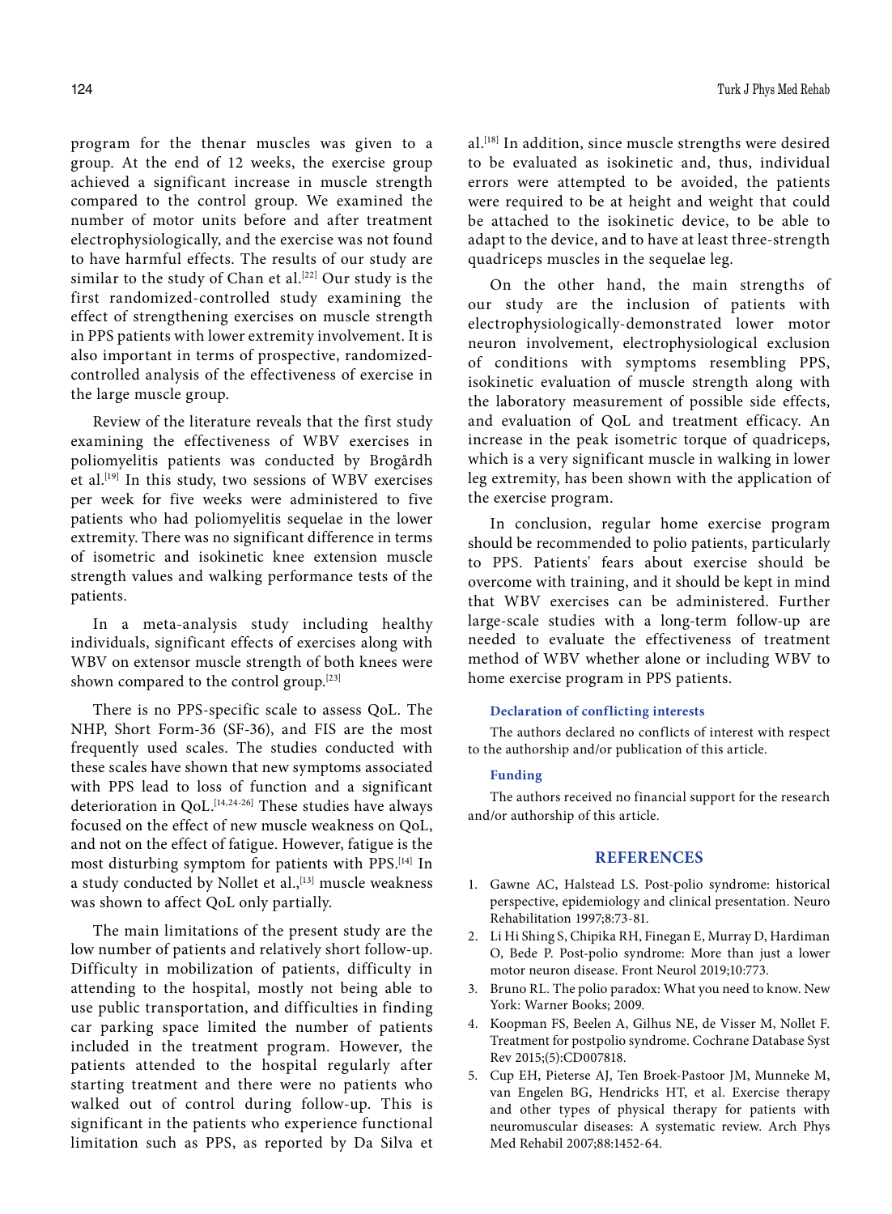program for the thenar muscles was given to a group. At the end of 12 weeks, the exercise group achieved a significant increase in muscle strength compared to the control group. We examined the number of motor units before and after treatment electrophysiologically, and the exercise was not found to have harmful effects. The results of our study are similar to the study of Chan et al.[22] Our study is the first randomized-controlled study examining the effect of strengthening exercises on muscle strength in PPS patients with lower extremity involvement. It is also important in terms of prospective, randomized-controlled analysis of the effectiveness of exercise in the large muscle group.

Review of the literature reveals that the first study examining the effectiveness of WBV exercises in poliomyelitis patients was conducted by Brogårdh et al.[19] In this study, two sessions of WBV exercises per week for five weeks were administered to five patients who had poliomyelitis sequelae in the lower extremity. There was no significant difference in terms of isometric and isokinetic knee extension muscle strength values and walking performance tests of the patients.

In a meta-analysis study including healthy individuals, significant effects of exercises along with WBV on extensor muscle strength of both knees were shown compared to the control group.[23]

There is no PPS-specific scale to assess QoL. The NHP, Short Form-36 (SF-36), and FIS are the most frequently used scales. The studies conducted with these scales have shown that new symptoms associated with PPS lead to loss of function and a significant deterioration in QoL.[14,24-26] These studies have always focused on the effect of new muscle weakness on QoL, and not on the effect of fatigue. However, fatigue is the most disturbing symptom for patients with PPS.[14] In a study conducted by Nollet et al.,[13] muscle weakness was shown to affect QoL only partially.

The main limitations of the present study are the low number of patients and relatively short follow-up. Difficulty in mobilization of patients, difficulty in attending to the hospital, mostly not being able to use public transportation, and difficulties in finding car parking space limited the number of patients included in the treatment program. However, the patients attended to the hospital regularly after starting treatment and there were no patients who walked out of control during follow-up. This is significant in the patients who experience functional limitation such as PPS, as reported by Da Silva et al.[18] In addition, since muscle strengths were desired to be evaluated as isokinetic and, thus, individual errors were attempted to be avoided, the patients were required to be at height and weight that could be attached to the isokinetic device, to be able to adapt to the device, and to have at least three-strength quadriceps muscles in the sequelae leg.

On the other hand, the main strengths of our study are the inclusion of patients with electrophysiologically-demonstrated lower motor neuron involvement, electrophysiological exclusion of conditions with symptoms resembling PPS, isokinetic evaluation of muscle strength along with the laboratory measurement of possible side effects, and evaluation of QoL and treatment efficacy. An increase in the peak isometric torque of quadriceps, which is a very significant muscle in walking in lower leg extremity, has been shown with the application of the exercise program.

In conclusion, regular home exercise program should be recommended to polio patients, particularly to PPS. Patients' fears about exercise should be overcome with training, and it should be kept in mind that WBV exercises can be administered. Further large-scale studies with a long-term follow-up are needed to evaluate the effectiveness of treatment method of WBV whether alone or including WBV to home exercise program in PPS patients.

### Declaration of conflicting interests

The authors declared no conflicts of interest with respect to the authorship and/or publication of this article.

### Funding

The authors received no financial support for the research and/or authorship of this article.

## REFERENCES

1. Gawne AC, Halstead LS. Post-polio syndrome: historical perspective, epidemiology and clinical presentation. Neuro Rehabilitation 1997;8:73-81.
2. Li Hi Shing S, Chipika RH, Finegan E, Murray D, Hardiman O, Bede P. Post-polio syndrome: More than just a lower motor neuron disease. Front Neurol 2019;10:773.
3. Bruno RL. The polio paradox: What you need to know. New York: Warner Books; 2009.
4. Koopman FS, Beelen A, Gilhus NE, de Visser M, Nollet F. Treatment for postpolio syndrome. Cochrane Database Syst Rev 2015;(5):CD007818.
5. Cup EH, Pieterse AJ, Ten Broek-Pastoor JM, Munneke M, van Engelen BG, Hendricks HT, et al. Exercise therapy and other types of physical therapy for patients with neuromuscular diseases: A systematic review. Arch Phys Med Rehabil 2007;88:1452-64.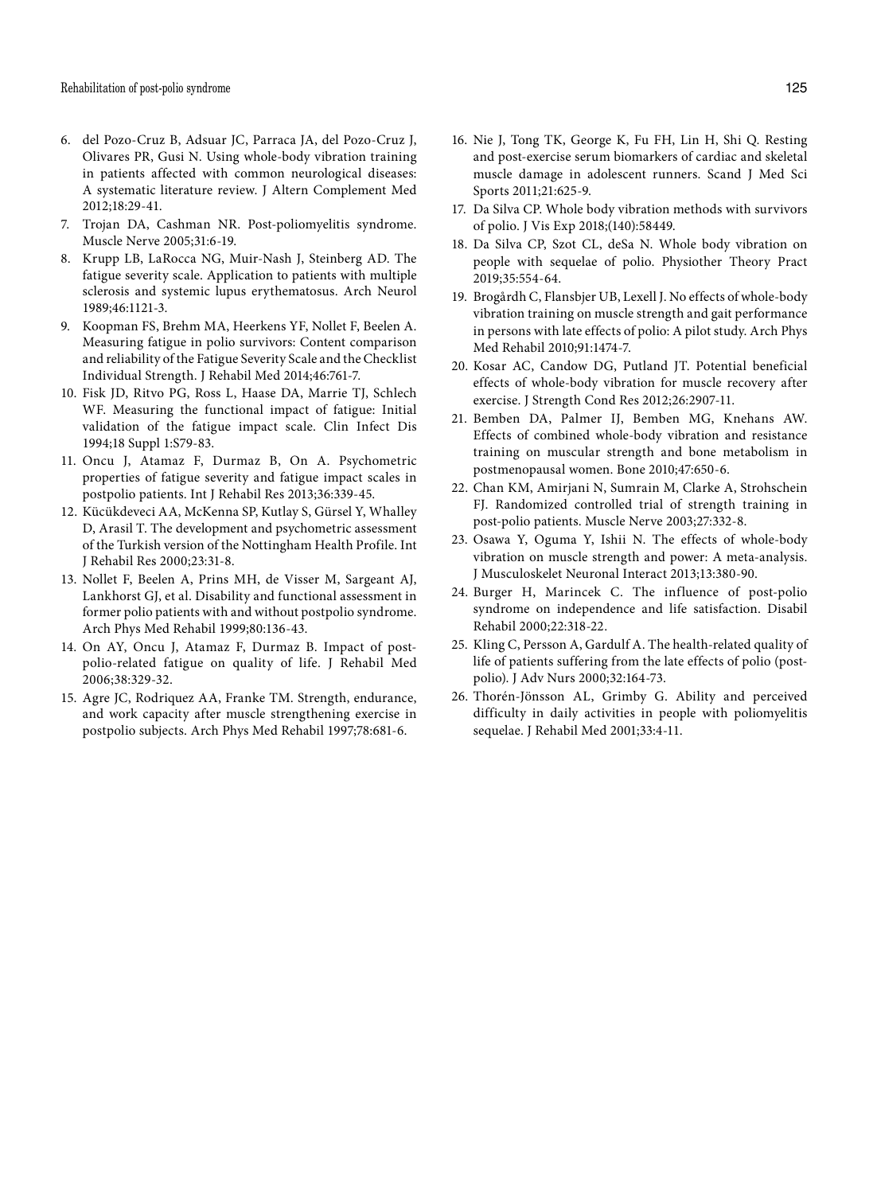6. del Pozo-Cruz B, Adsuar JC, Parraca JA, del Pozo-Cruz J, Olivares PR, Gusi N. Using whole-body vibration training in patients affected with common neurological diseases: A systematic literature review. J Altern Complement Med 2012;18:29-41.
7. Trojan DA, Cashman NR. Post-poliomyelitis syndrome. Muscle Nerve 2005;31:6-19.
8. Krupp LB, LaRocca NG, Muir-Nash J, Steinberg AD. The fatigue severity scale. Application to patients with multiple sclerosis and systemic lupus erythematosus. Arch Neurol 1989;46:1121-3.
9. Koopman FS, Brehm MA, Heerkens YF, Nollet F, Beelen A. Measuring fatigue in polio survivors: Content comparison and reliability of the Fatigue Severity Scale and the Checklist Individual Strength. J Rehabil Med 2014;46:761-7.
10. Fisk JD, Ritvo PG, Ross L, Haase DA, Marrie TJ, Schlech WF. Measuring the functional impact of fatigue: Initial validation of the fatigue impact scale. Clin Infect Dis 1994;18 Suppl 1:S79-83.
11. Oncu J, Atamaz F, Durmaz B, On A. Psychometric properties of fatigue severity and fatigue impact scales in postpolio patients. Int J Rehabil Res 2013;36:339-45.
12. Kücükdeveci AA, McKenna SP, Kutlay S, Gürsel Y, Whalley D, Arasil T. The development and psychometric assessment of the Turkish version of the Nottingham Health Profile. Int J Rehabil Res 2000;23:31-8.
13. Nollet F, Beelen A, Prins MH, de Visser M, Sargeant AJ, Lankhorst GJ, et al. Disability and functional assessment in former polio patients with and without postpolio syndrome. Arch Phys Med Rehabil 1999;80:136-43.
14. On AY, Oncu J, Atamaz F, Durmaz B. Impact of post-polio-related fatigue on quality of life. J Rehabil Med 2006;38:329-32.
15. Agre JC, Rodriquez AA, Franke TM. Strength, endurance, and work capacity after muscle strengthening exercise in postpolio subjects. Arch Phys Med Rehabil 1997;78:681-6.
16. Nie J, Tong TK, George K, Fu FH, Lin H, Shi Q. Resting and post-exercise serum biomarkers of cardiac and skeletal muscle damage in adolescent runners. Scand J Med Sci Sports 2011;21:625-9.
17. Da Silva CP. Whole body vibration methods with survivors of polio. J Vis Exp 2018;(140):58449.
18. Da Silva CP, Szot CL, deSa N. Whole body vibration on people with sequelae of polio. Physiother Theory Pract 2019;35:554-64.
19. Brogårdh C, Flansbjer UB, Lexell J. No effects of whole-body vibration training on muscle strength and gait performance in persons with late effects of polio: A pilot study. Arch Phys Med Rehabil 2010;91:1474-7.
20. Kosar AC, Candow DG, Putland JT. Potential beneficial effects of whole-body vibration for muscle recovery after exercise. J Strength Cond Res 2012;26:2907-11.
21. Bemben DA, Palmer IJ, Bemben MG, Knehans AW. Effects of combined whole-body vibration and resistance training on muscular strength and bone metabolism in postmenopausal women. Bone 2010;47:650-6.
22. Chan KM, Amirjani N, Sumrain M, Clarke A, Strohschein FJ. Randomized controlled trial of strength training in post-polio patients. Muscle Nerve 2003;27:332-8.
23. Osawa Y, Oguma Y, Ishii N. The effects of whole-body vibration on muscle strength and power: A meta-analysis. J Musculoskelet Neuronal Interact 2013;13:380-90.
24. Burger H, Marincek C. The influence of post-polio syndrome on independence and life satisfaction. Disabil Rehabil 2000;22:318-22.
25. Kling C, Persson A, Gardulf A. The health-related quality of life of patients suffering from the late effects of polio (post-polio). J Adv Nurs 2000;32:164-73.
26. Thorén-Jönsson AL, Grimby G. Ability and perceived difficulty in daily activities in people with poliomyelitis sequelae. J Rehabil Med 2001;33:4-11.